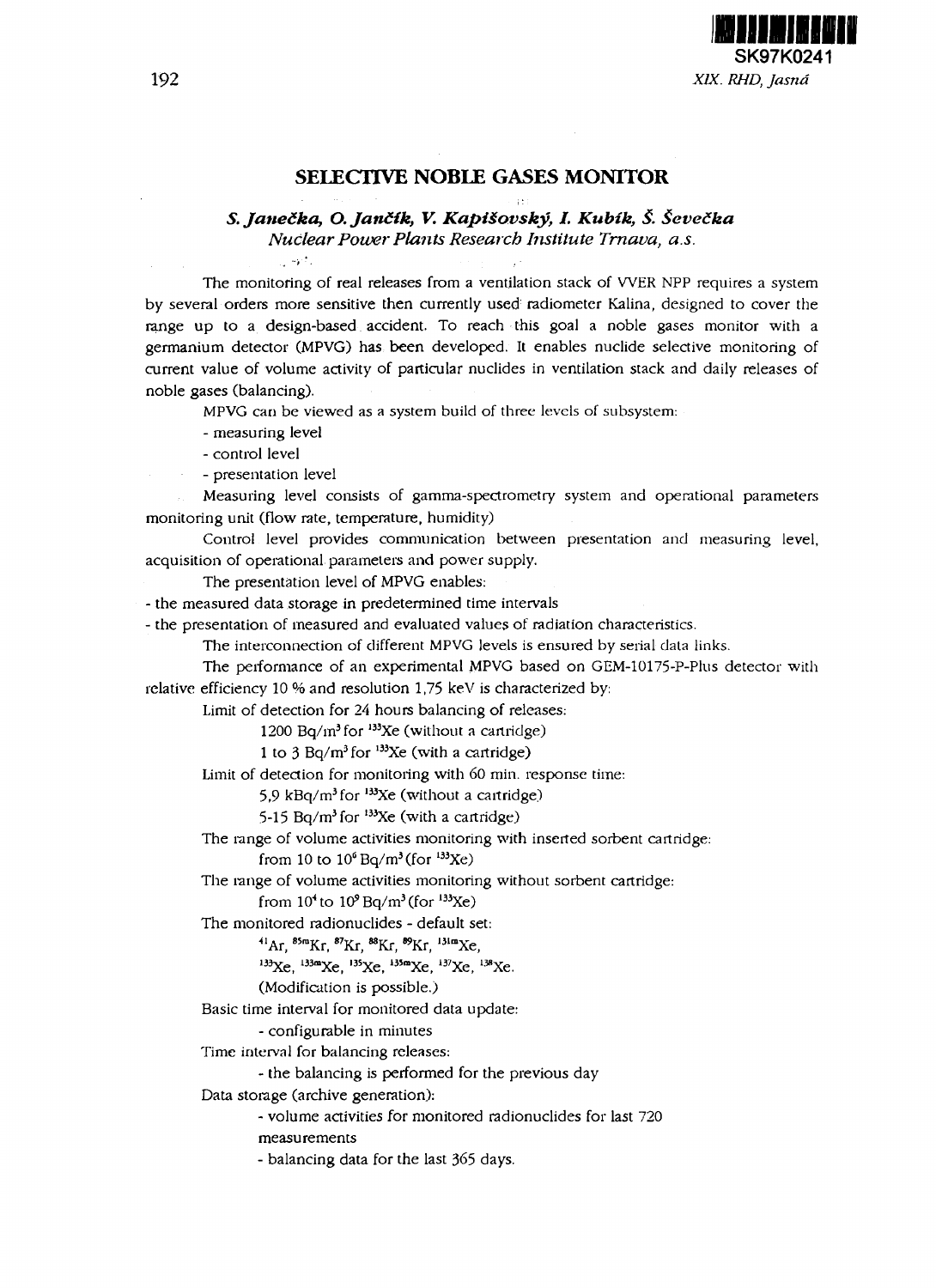# SELECTIVE NOBLE GASES MONITOR

***S. Janečka, O. Jančík, V. Kapišovský, I. Kubík, Š. Ševečka***
*Nuclear Power Plants Research Institute Trnava, a.s.*

The monitoring of real releases from a ventilation stack of VVER NPP requires a system by several orders more sensitive then currently used radiometer Kalina, designed to cover the range up to a design-based accident. To reach this goal a noble gases monitor with a germanium detector (MPVG) has been developed. It enables nuclide selective monitoring of current value of volume activity of particular nuclides in ventilation stack and daily releases of noble gases (balancing).

MPVG can be viewed as a system build of three levels of subsystem:

- measuring level
- control level
- presentation level

Measuring level consists of gamma-spectrometry system and operational parameters monitoring unit (flow rate, temperature, humidity)

Control level provides communication between presentation and measuring level, acquisition of operational parameters and power supply.

The presentation level of MPVG enables:

- the measured data storage in predetermined time intervals
- the presentation of measured and evaluated values of radiation characteristics.

The interconnection of different MPVG levels is ensured by serial data links.

The performance of an experimental MPVG based on GEM-10175-P-Plus detector with relative efficiency 10 % and resolution 1,75 keV is characterized by:

Limit of detection for 24 hours balancing of releases:

1200 Bq/m$^3$ for $^{133}$Xe (without a cartridge)

1 to 3 Bq/m$^3$ for $^{133}$Xe (with a cartridge)

Limit of detection for monitoring with 60 min. response time:

5,9 kBq/m$^3$ for $^{133}$Xe (without a cartridge)

5-15 Bq/m$^3$ for $^{133}$Xe (with a cartridge)

The range of volume activities monitoring with inserted sorbent cartridge:

from 10 to $10^6$ Bq/m$^3$ (for $^{133}$Xe)

The range of volume activities monitoring without sorbent cartridge:

from $10^4$ to $10^9$ Bq/m$^3$ (for $^{133}$Xe)

The monitored radionuclides - default set:

$^{41}$Ar, $^{85m}$Kr, $^{87}$Kr, $^{88}$Kr, $^{89}$Kr, $^{131m}$Xe,

$^{133}$Xe, $^{133m}$Xe, $^{135}$Xe, $^{135m}$Xe, $^{137}$Xe, $^{138}$Xe.

(Modification is possible.)

Basic time interval for monitored data update:

- configurable in minutes

Time interval for balancing releases:

- the balancing is performed for the previous day

Data storage (archive generation):

- volume activities for monitored radionuclides for last 720 measurements
- balancing data for the last 365 days.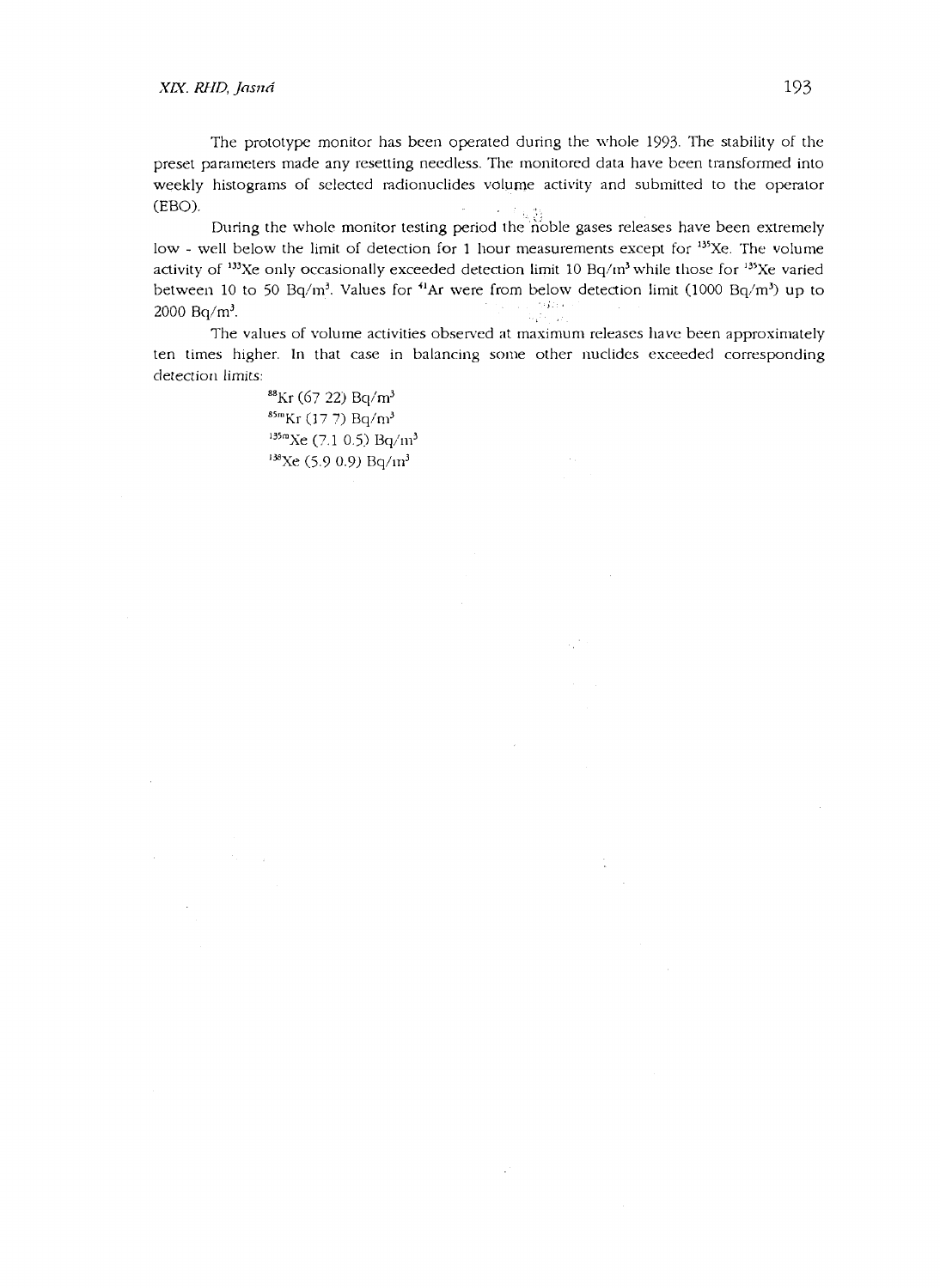The prototype monitor has been operated during the whole 1993. The stability of the preset parameters made any resetting needless. The monitored data have been transformed into weekly histograms of selected radionuclides volume activity and submitted to the operator (EBO).

During the whole monitor testing period the noble gases releases have been extremely low - well below the limit of detection for 1 hour measurements except for $^{135}$Xe. The volume activity of $^{133}$Xe only occasionally exceeded detection limit 10 Bq/m$^3$ while those for $^{135}$Xe varied between 10 to 50 Bq/m$^3$. Values for $^{41}$Ar were from below detection limit (1000 Bq/m$^3$) up to 2000 Bq/m$^3$.

The values of volume activities observed at maximum releases have been approximately ten times higher. In that case in balancing some other nuclides exceeded corresponding detection limits:

$^{88}$Kr (67 22) Bq/m$^3$
$^{85m}$Kr (17 7) Bq/m$^3$
$^{135m}$Xe (7.1 0.5) Bq/m$^3$
$^{138}$Xe (5.9 0.9) Bq/m$^3$